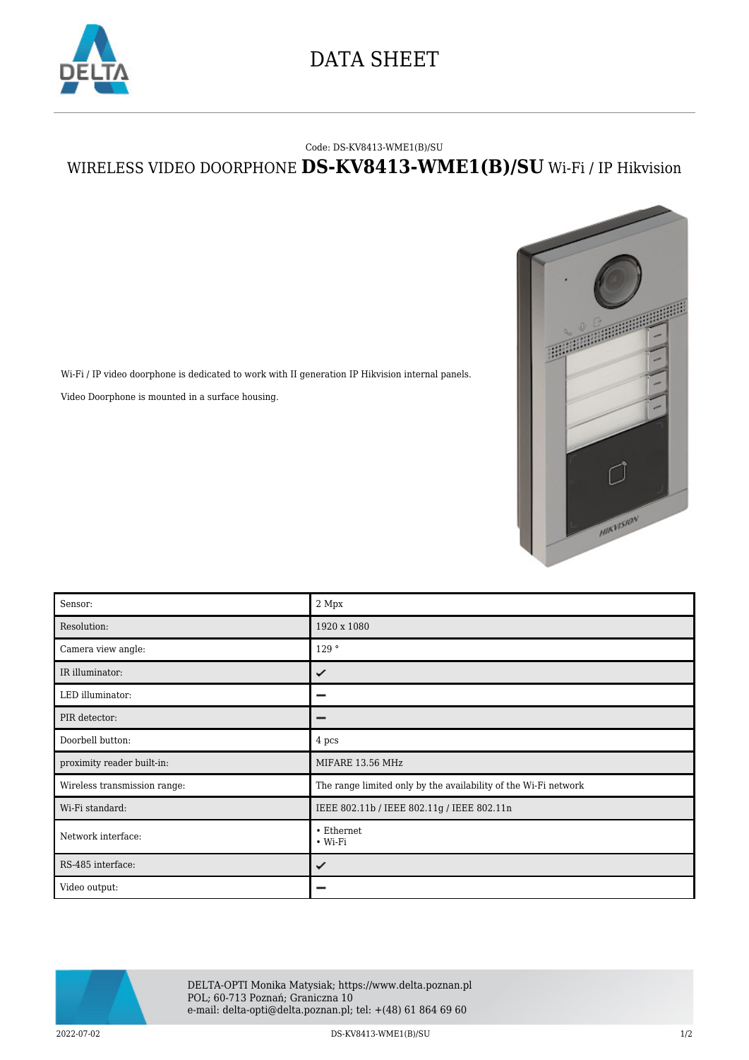# DATA SHEET

Code: DS-KV8413-WME1(B)/SU

## WIRELESS VIDEO DOORPHONE **DS-KV8413-WME1(B)/SU** Wi-Fi / IP Hikvision

Wi-Fi / IP video doorphone is dedicated to work with II generation IP Hikvision internal panels.

Video Doorphone is mounted in a surface housing.

| | |
|---|---|
| Sensor: | 2 Mpx |
| Resolution: | 1920 x 1080 |
| Camera view angle: | 129 ° |
| IR illuminator: | ✔ |
| LED illuminator: | – |
| PIR detector: | – |
| Doorbell button: | 4 pcs |
| proximity reader built-in: | MIFARE 13.56 MHz |
| Wireless transmission range: | The range limited only by the availability of the Wi-Fi network |
| Wi-Fi standard: | IEEE 802.11b / IEEE 802.11g / IEEE 802.11n |
| Network interface: | • Ethernet<br>• Wi-Fi |
| RS-485 interface: | ✔ |
| Video output: | – |

DELTA-OPTI Monika Matysiak; https://www.delta.poznan.pl
POL; 60-713 Poznań; Graniczna 10
e-mail: delta-opti@delta.poznan.pl; tel: +(48) 61 864 69 60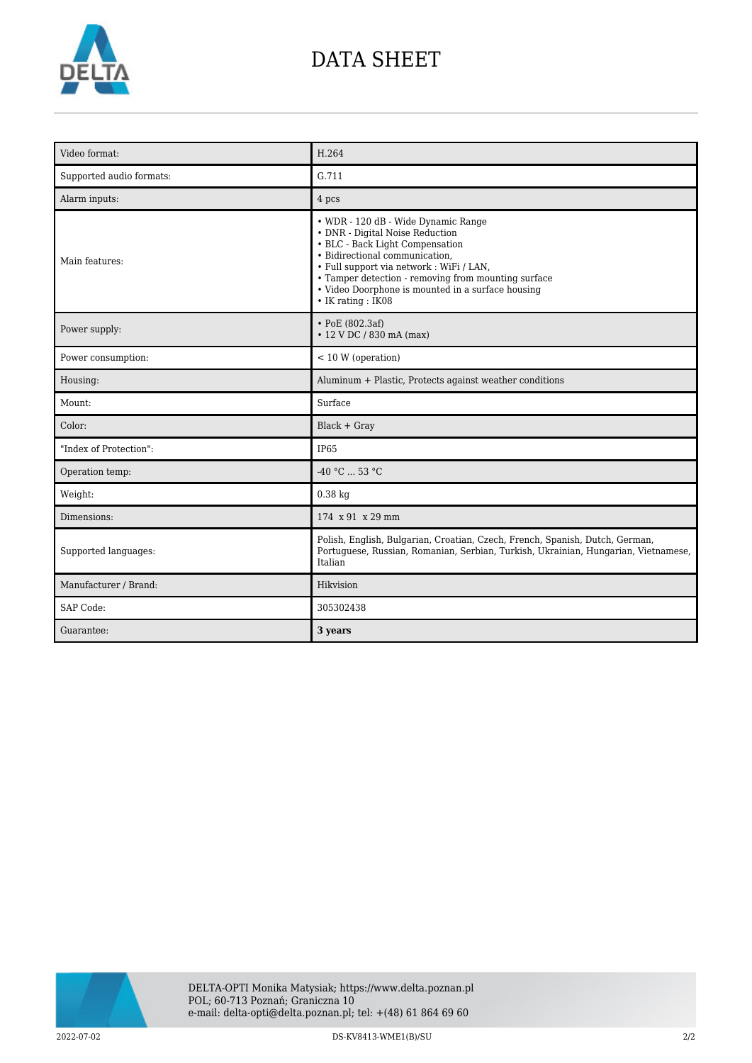# DATA SHEET

| | |
|---|---|
| Video format: | H.264 |
| Supported audio formats: | G.711 |
| Alarm inputs: | 4 pcs |
| Main features: | • WDR - 120 dB - Wide Dynamic Range<br>• DNR - Digital Noise Reduction<br>• BLC - Back Light Compensation<br>• Bidirectional communication,<br>• Full support via network : WiFi / LAN,<br>• Tamper detection - removing from mounting surface<br>• Video Doorphone is mounted in a surface housing<br>• IK rating : IK08 |
| Power supply: | • PoE (802.3af)<br>• 12 V DC / 830 mA (max) |
| Power consumption: | < 10 W (operation) |
| Housing: | Aluminum + Plastic, Protects against weather conditions |
| Mount: | Surface |
| Color: | Black + Gray |
| "Index of Protection": | IP65 |
| Operation temp: | -40 °C ... 53 °C |
| Weight: | 0.38 kg |
| Dimensions: | 174 x 91 x 29 mm |
| Supported languages: | Polish, English, Bulgarian, Croatian, Czech, French, Spanish, Dutch, German, Portuguese, Russian, Romanian, Serbian, Turkish, Ukrainian, Hungarian, Vietnamese, Italian |
| Manufacturer / Brand: | Hikvision |
| SAP Code: | 305302438 |
| Guarantee: | **3 years** |

DELTA-OPTI Monika Matysiak; https://www.delta.poznan.pl
POL; 60-713 Poznań; Graniczna 10
e-mail: delta-opti@delta.poznan.pl; tel: +(48) 61 864 69 60